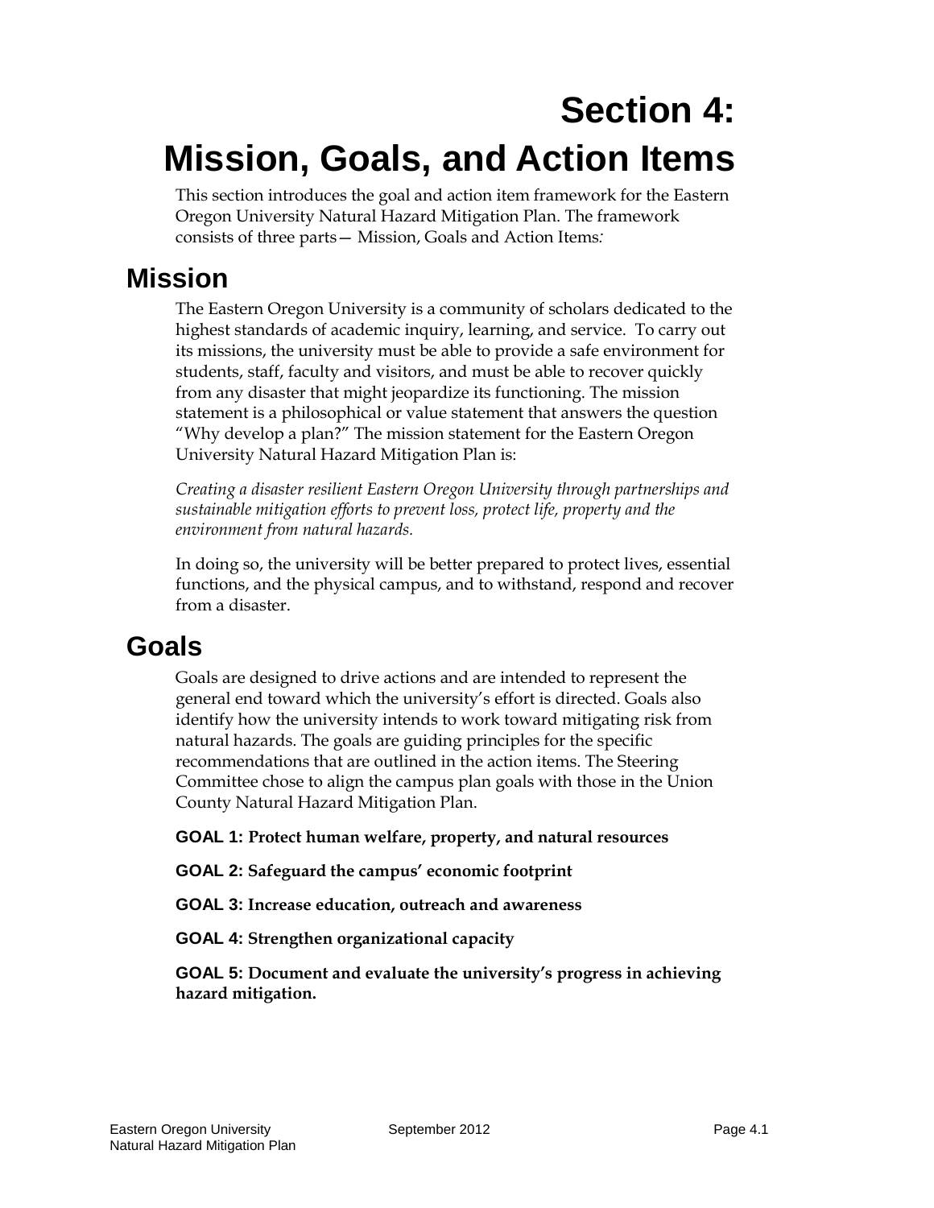# Section 4: Mission, Goals, and Action Items

This section introduces the goal and action item framework for the Eastern Oregon University Natural Hazard Mitigation Plan. The framework consists of three parts— Mission, Goals and Action Items:

## Mission

The Eastern Oregon University is a community of scholars dedicated to the highest standards of academic inquiry, learning, and service. To carry out its missions, the university must be able to provide a safe environment for students, staff, faculty and visitors, and must be able to recover quickly from any disaster that might jeopardize its functioning. The mission statement is a philosophical or value statement that answers the question "Why develop a plan?" The mission statement for the Eastern Oregon University Natural Hazard Mitigation Plan is:

*Creating a disaster resilient Eastern Oregon University through partnerships and sustainable mitigation efforts to prevent loss, protect life, property and the environment from natural hazards.*

In doing so, the university will be better prepared to protect lives, essential functions, and the physical campus, and to withstand, respond and recover from a disaster.

## Goals

Goals are designed to drive actions and are intended to represent the general end toward which the university's effort is directed. Goals also identify how the university intends to work toward mitigating risk from natural hazards. The goals are guiding principles for the specific recommendations that are outlined in the action items. The Steering Committee chose to align the campus plan goals with those in the Union County Natural Hazard Mitigation Plan.

**GOAL 1: Protect human welfare, property, and natural resources**

**GOAL 2: Safeguard the campus' economic footprint**

**GOAL 3: Increase education, outreach and awareness**

**GOAL 4: Strengthen organizational capacity**

**GOAL 5: Document and evaluate the university's progress in achieving hazard mitigation.**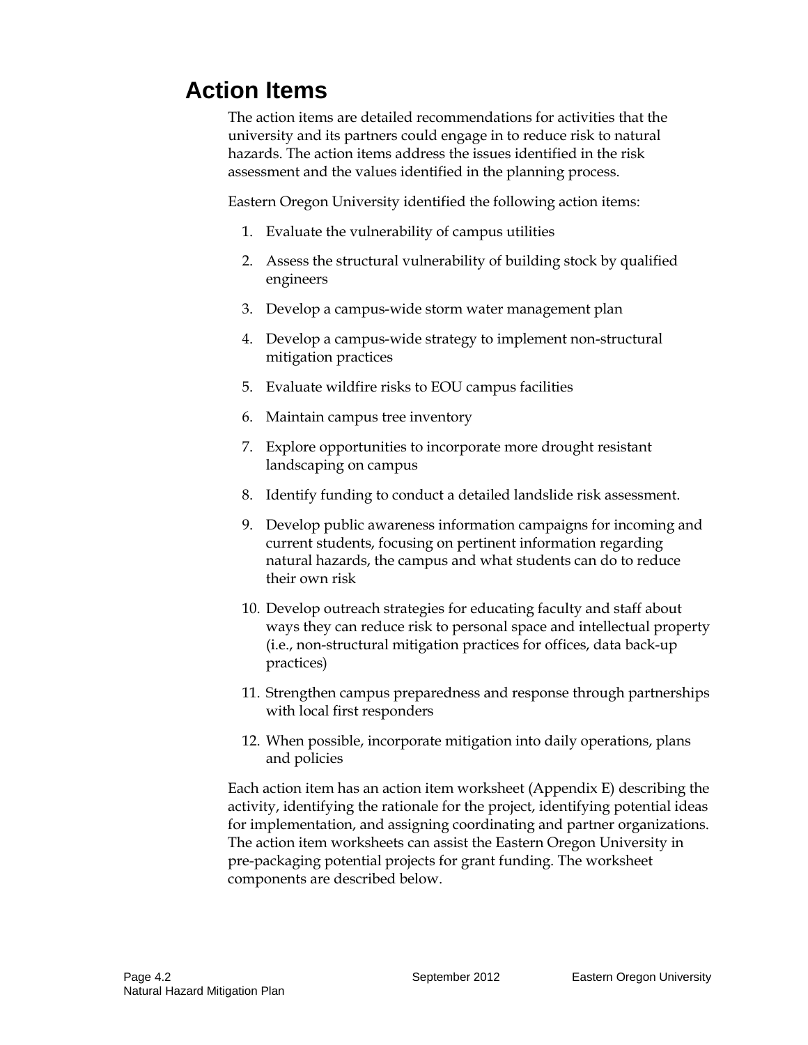## Action Items

The action items are detailed recommendations for activities that the university and its partners could engage in to reduce risk to natural hazards. The action items address the issues identified in the risk assessment and the values identified in the planning process.

Eastern Oregon University identified the following action items:

1. Evaluate the vulnerability of campus utilities
2. Assess the structural vulnerability of building stock by qualified engineers
3. Develop a campus-wide storm water management plan
4. Develop a campus-wide strategy to implement non-structural mitigation practices
5. Evaluate wildfire risks to EOU campus facilities
6. Maintain campus tree inventory
7. Explore opportunities to incorporate more drought resistant landscaping on campus
8. Identify funding to conduct a detailed landslide risk assessment.
9. Develop public awareness information campaigns for incoming and current students, focusing on pertinent information regarding natural hazards, the campus and what students can do to reduce their own risk
10. Develop outreach strategies for educating faculty and staff about ways they can reduce risk to personal space and intellectual property (i.e., non-structural mitigation practices for offices, data back-up practices)
11. Strengthen campus preparedness and response through partnerships with local first responders
12. When possible, incorporate mitigation into daily operations, plans and policies

Each action item has an action item worksheet (Appendix E) describing the activity, identifying the rationale for the project, identifying potential ideas for implementation, and assigning coordinating and partner organizations. The action item worksheets can assist the Eastern Oregon University in pre-packaging potential projects for grant funding. The worksheet components are described below.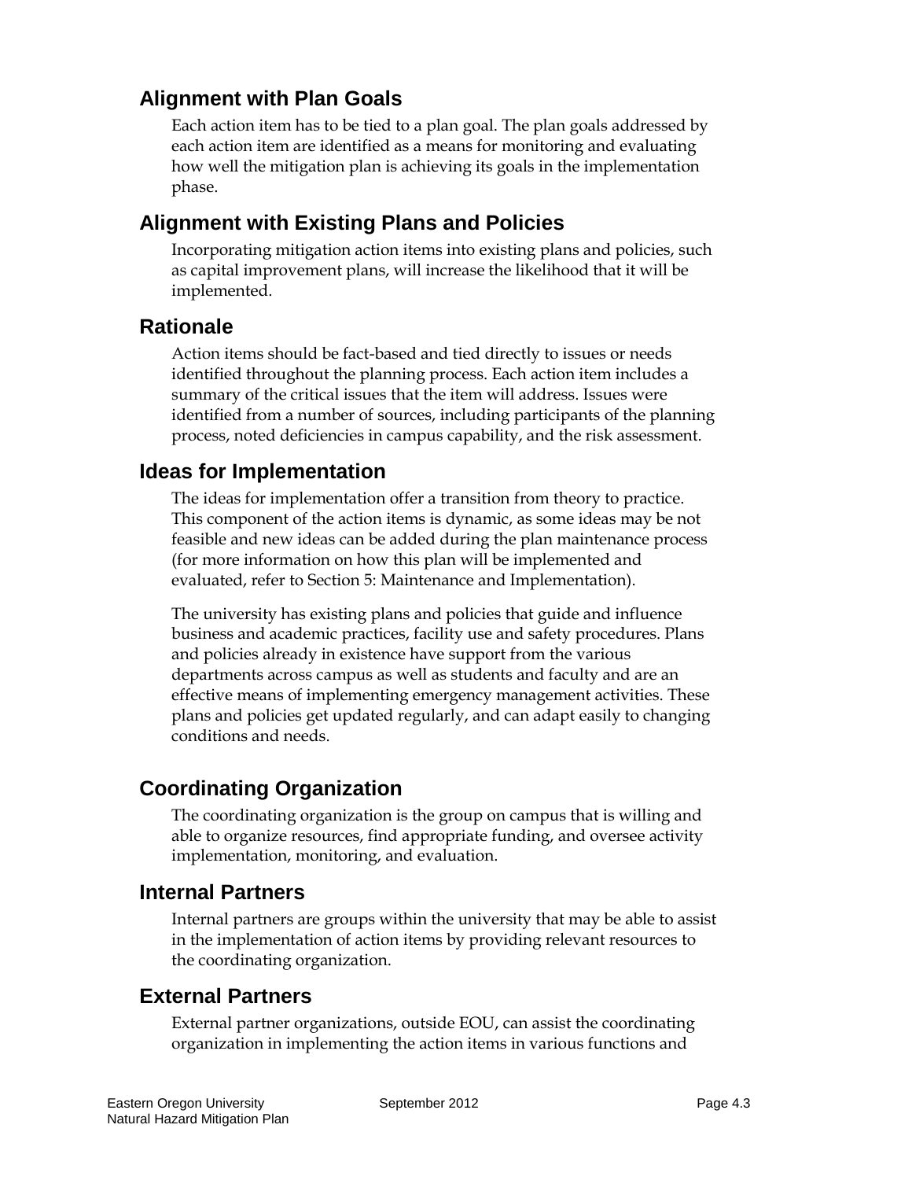## Alignment with Plan Goals

Each action item has to be tied to a plan goal. The plan goals addressed by each action item are identified as a means for monitoring and evaluating how well the mitigation plan is achieving its goals in the implementation phase.

## Alignment with Existing Plans and Policies

Incorporating mitigation action items into existing plans and policies, such as capital improvement plans, will increase the likelihood that it will be implemented.

## Rationale

Action items should be fact-based and tied directly to issues or needs identified throughout the planning process. Each action item includes a summary of the critical issues that the item will address. Issues were identified from a number of sources, including participants of the planning process, noted deficiencies in campus capability, and the risk assessment.

## Ideas for Implementation

The ideas for implementation offer a transition from theory to practice. This component of the action items is dynamic, as some ideas may be not feasible and new ideas can be added during the plan maintenance process (for more information on how this plan will be implemented and evaluated, refer to Section 5: Maintenance and Implementation).

The university has existing plans and policies that guide and influence business and academic practices, facility use and safety procedures. Plans and policies already in existence have support from the various departments across campus as well as students and faculty and are an effective means of implementing emergency management activities. These plans and policies get updated regularly, and can adapt easily to changing conditions and needs.

## Coordinating Organization

The coordinating organization is the group on campus that is willing and able to organize resources, find appropriate funding, and oversee activity implementation, monitoring, and evaluation.

## Internal Partners

Internal partners are groups within the university that may be able to assist in the implementation of action items by providing relevant resources to the coordinating organization.

## External Partners

External partner organizations, outside EOU, can assist the coordinating organization in implementing the action items in various functions and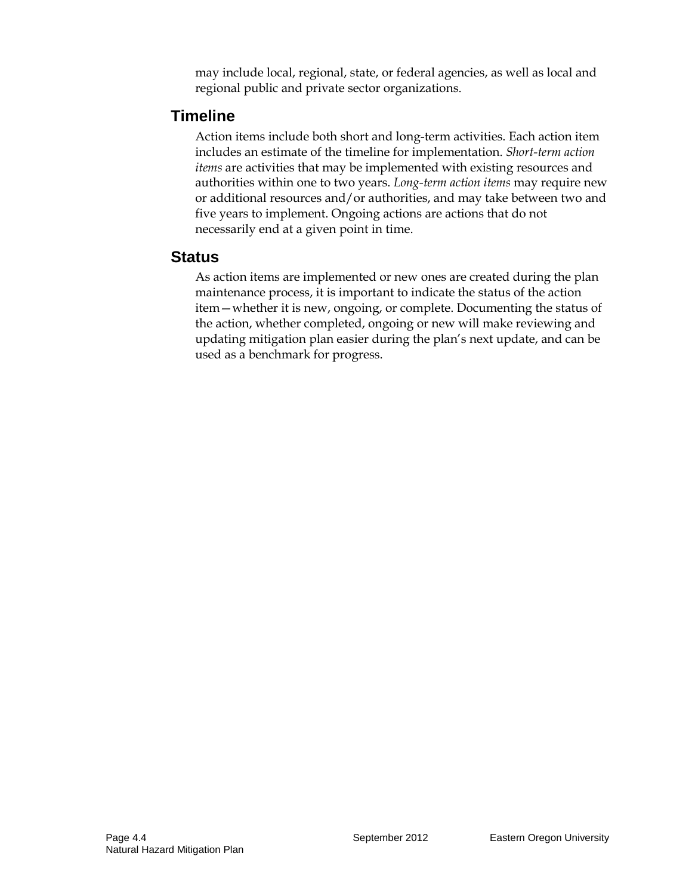may include local, regional, state, or federal agencies, as well as local and regional public and private sector organizations.

## Timeline

Action items include both short and long-term activities. Each action item includes an estimate of the timeline for implementation. *Short-term action items* are activities that may be implemented with existing resources and authorities within one to two years. *Long-term action items* may require new or additional resources and/or authorities, and may take between two and five years to implement. Ongoing actions are actions that do not necessarily end at a given point in time.

## Status

As action items are implemented or new ones are created during the plan maintenance process, it is important to indicate the status of the action item—whether it is new, ongoing, or complete. Documenting the status of the action, whether completed, ongoing or new will make reviewing and updating mitigation plan easier during the plan's next update, and can be used as a benchmark for progress.